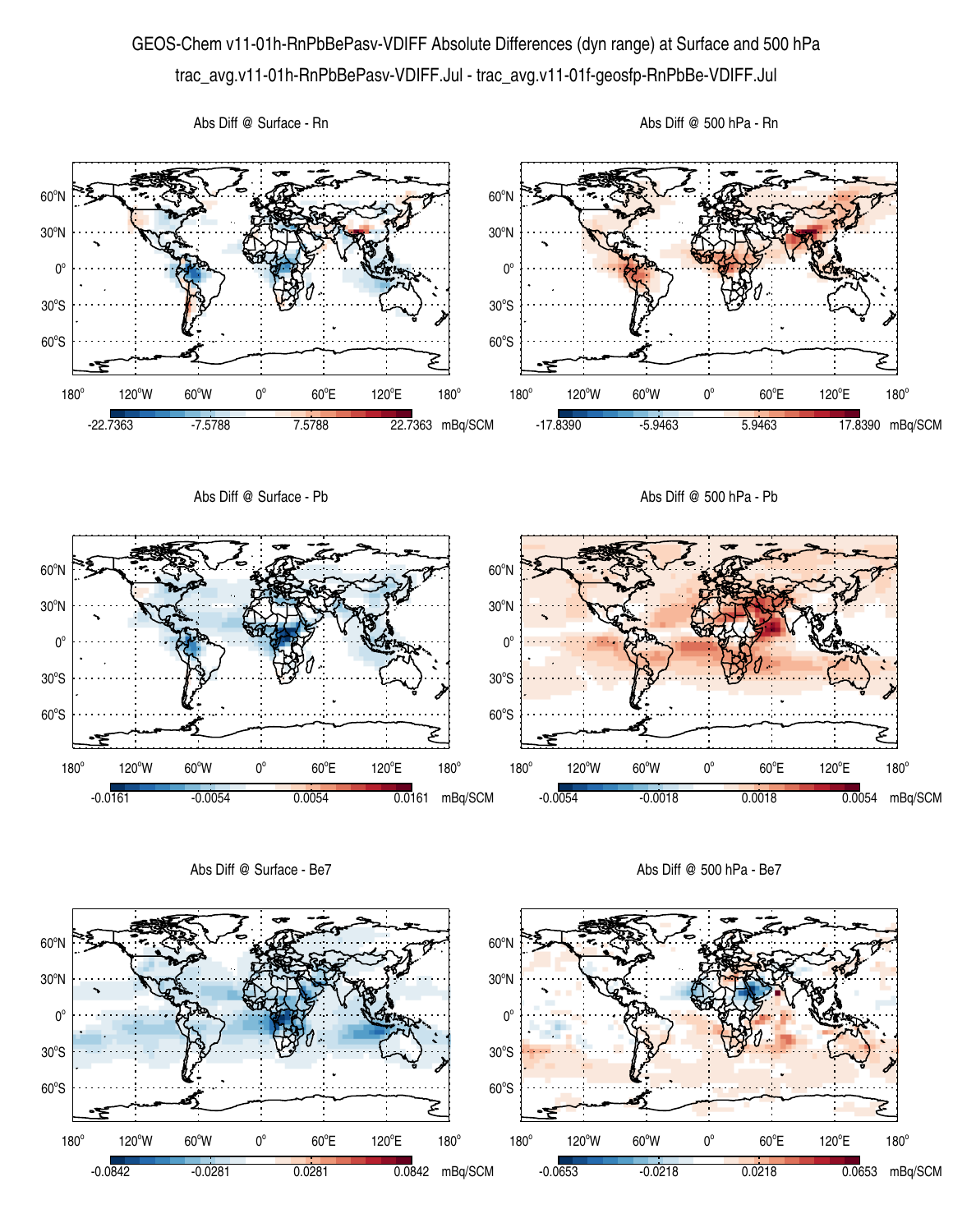GEOS-Chem v11-01h-RnPbBePasv-VDIFF Absolute Differences (dyn range) at Surface and 500 hPa

trac_avg.v11-01h-RnPbBePasv-VDIFF.Jul - trac_avg.v11-01f-geosfp-RnPbBe-VDIFF.Jul

Abs Diff @ Surface - Rn

-22.7363 -7.5788 7.5788 22.7363 mBq/SCM

Abs Diff @ 500 hPa - Rn

-17.8390 -5.9463 5.9463 17.8390 mBq/SCM

Abs Diff @ Surface - Pb

-0.0161 -0.0054 0.0054 0.0161 mBq/SCM

Abs Diff @ 500 hPa - Pb

-0.0054 -0.0018 0.0018 0.0054 mBq/SCM

Abs Diff @ Surface - Be7

-0.0842 -0.0281 0.0281 0.0842 mBq/SCM

Abs Diff @ 500 hPa - Be7

-0.0653 -0.0218 0.0218 0.0653 mBq/SCM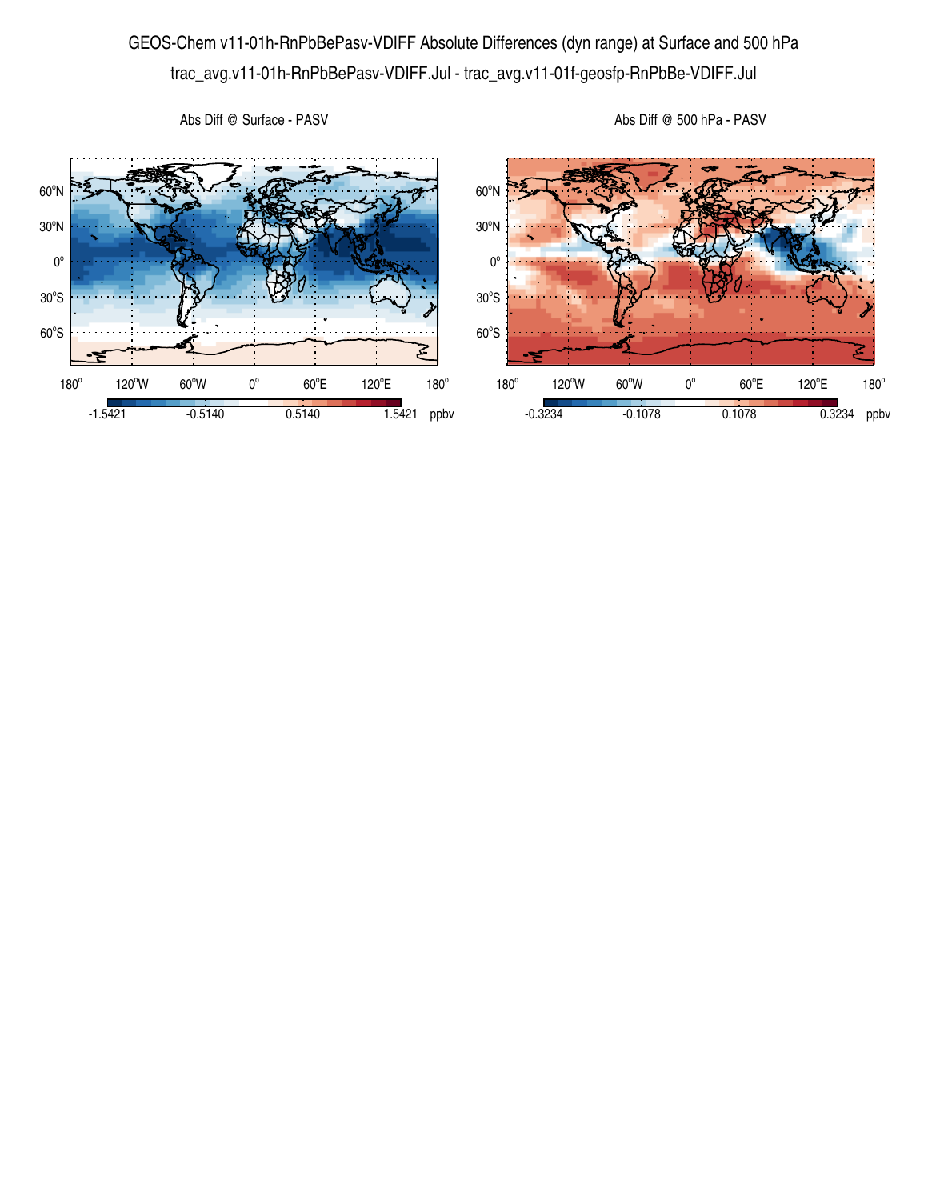GEOS-Chem v11-01h-RnPbBePasv-VDIFF Absolute Differences (dyn range) at Surface and 500 hPa

trac_avg.v11-01h-RnPbBePasv-VDIFF.Jul - trac_avg.v11-01f-geosfp-RnPbBe-VDIFF.Jul

Abs Diff @ Surface - PASV

60°N
30°N
0°
30°S
60°S

180° 120°W 60°W 0° 60°E 120°E 180°

-1.5421 -0.5140 0.5140 1.5421 ppbv

Abs Diff @ 500 hPa - PASV

60°N
30°N
0°
30°S
60°S

180° 120°W 60°W 0° 60°E 120°E 180°

-0.3234 -0.1078 0.1078 0.3234 ppbv